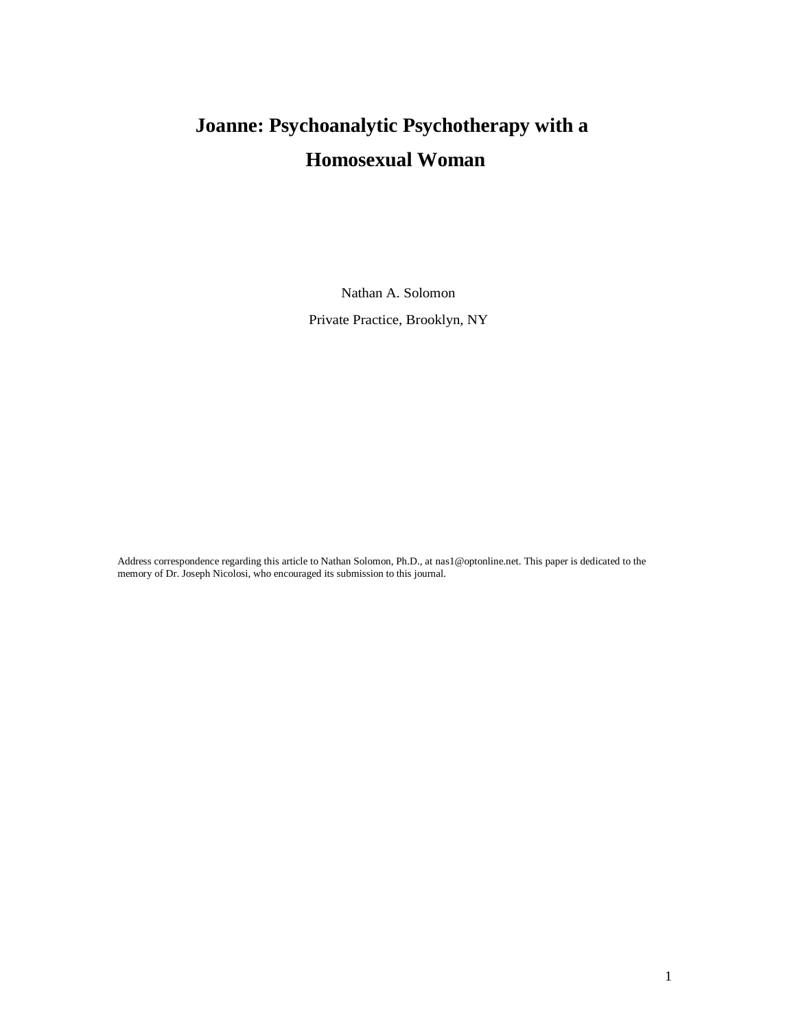# Joanne: Psychoanalytic Psychotherapy with a Homosexual Woman

Nathan A. Solomon

Private Practice, Brooklyn, NY

Address correspondence regarding this article to Nathan Solomon, Ph.D., at nas1@optonline.net. This paper is dedicated to the memory of Dr. Joseph Nicolosi, who encouraged its submission to this journal.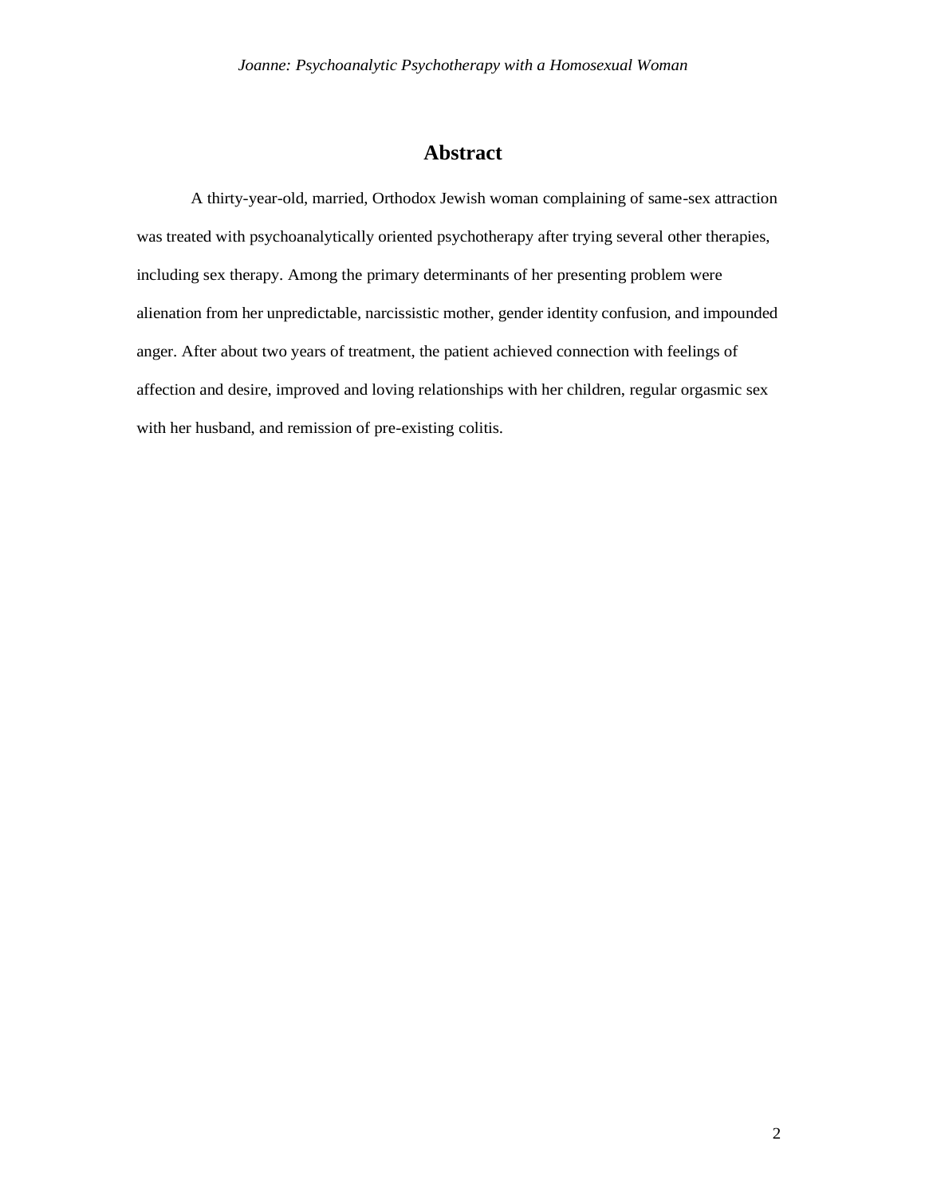## Abstract

A thirty-year-old, married, Orthodox Jewish woman complaining of same-sex attraction was treated with psychoanalytically oriented psychotherapy after trying several other therapies, including sex therapy. Among the primary determinants of her presenting problem were alienation from her unpredictable, narcissistic mother, gender identity confusion, and impounded anger. After about two years of treatment, the patient achieved connection with feelings of affection and desire, improved and loving relationships with her children, regular orgasmic sex with her husband, and remission of pre-existing colitis.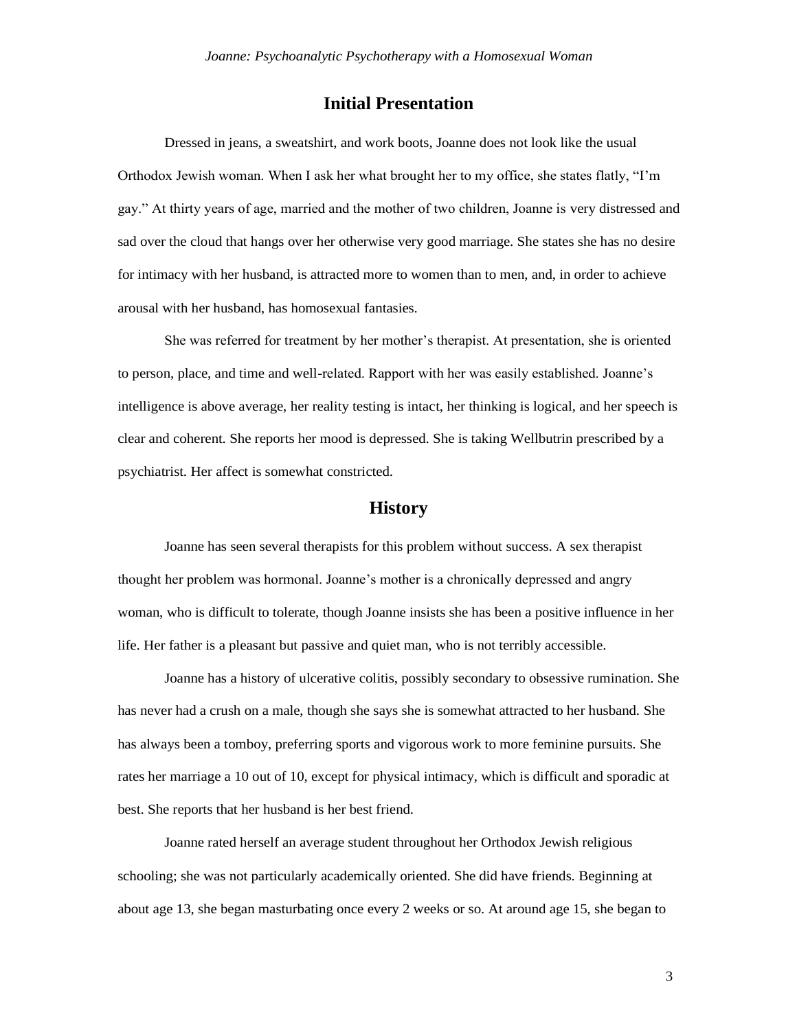## Initial Presentation

Dressed in jeans, a sweatshirt, and work boots, Joanne does not look like the usual Orthodox Jewish woman. When I ask her what brought her to my office, she states flatly, "I'm gay." At thirty years of age, married and the mother of two children, Joanne is very distressed and sad over the cloud that hangs over her otherwise very good marriage. She states she has no desire for intimacy with her husband, is attracted more to women than to men, and, in order to achieve arousal with her husband, has homosexual fantasies.

She was referred for treatment by her mother's therapist. At presentation, she is oriented to person, place, and time and well-related. Rapport with her was easily established. Joanne's intelligence is above average, her reality testing is intact, her thinking is logical, and her speech is clear and coherent. She reports her mood is depressed. She is taking Wellbutrin prescribed by a psychiatrist. Her affect is somewhat constricted.

## History

Joanne has seen several therapists for this problem without success. A sex therapist thought her problem was hormonal. Joanne's mother is a chronically depressed and angry woman, who is difficult to tolerate, though Joanne insists she has been a positive influence in her life. Her father is a pleasant but passive and quiet man, who is not terribly accessible.

Joanne has a history of ulcerative colitis, possibly secondary to obsessive rumination. She has never had a crush on a male, though she says she is somewhat attracted to her husband. She has always been a tomboy, preferring sports and vigorous work to more feminine pursuits. She rates her marriage a 10 out of 10, except for physical intimacy, which is difficult and sporadic at best. She reports that her husband is her best friend.

Joanne rated herself an average student throughout her Orthodox Jewish religious schooling; she was not particularly academically oriented. She did have friends. Beginning at about age 13, she began masturbating once every 2 weeks or so. At around age 15, she began to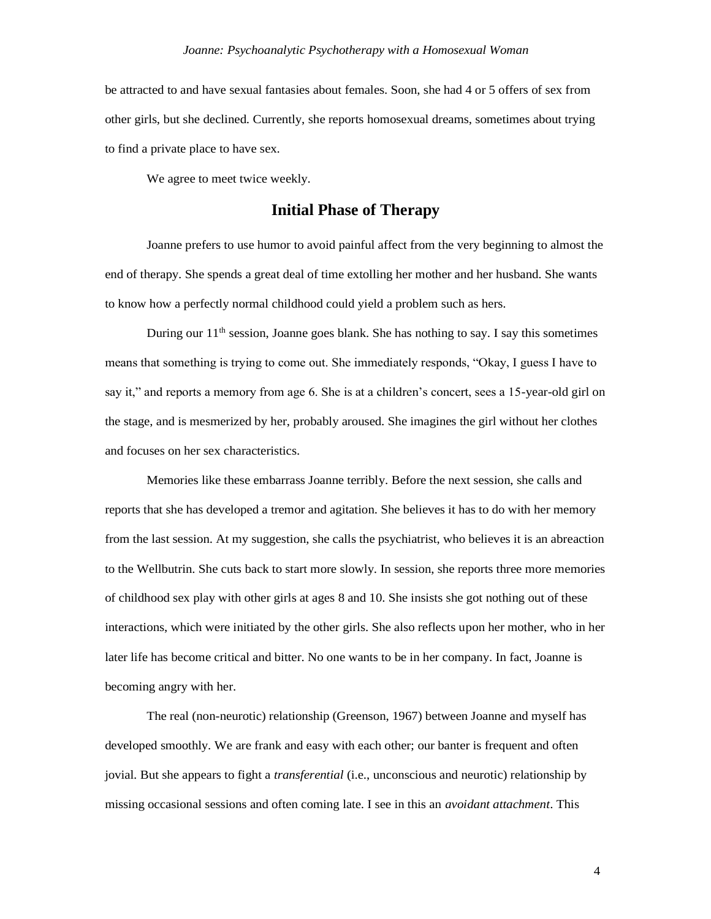be attracted to and have sexual fantasies about females. Soon, she had 4 or 5 offers of sex from other girls, but she declined. Currently, she reports homosexual dreams, sometimes about trying to find a private place to have sex.

We agree to meet twice weekly.

## Initial Phase of Therapy

Joanne prefers to use humor to avoid painful affect from the very beginning to almost the end of therapy. She spends a great deal of time extolling her mother and her husband. She wants to know how a perfectly normal childhood could yield a problem such as hers.

During our 11th session, Joanne goes blank. She has nothing to say. I say this sometimes means that something is trying to come out. She immediately responds, "Okay, I guess I have to say it," and reports a memory from age 6. She is at a children's concert, sees a 15-year-old girl on the stage, and is mesmerized by her, probably aroused. She imagines the girl without her clothes and focuses on her sex characteristics.

Memories like these embarrass Joanne terribly. Before the next session, she calls and reports that she has developed a tremor and agitation. She believes it has to do with her memory from the last session. At my suggestion, she calls the psychiatrist, who believes it is an abreaction to the Wellbutrin. She cuts back to start more slowly. In session, she reports three more memories of childhood sex play with other girls at ages 8 and 10. She insists she got nothing out of these interactions, which were initiated by the other girls. She also reflects upon her mother, who in her later life has become critical and bitter. No one wants to be in her company. In fact, Joanne is becoming angry with her.

The real (non-neurotic) relationship (Greenson, 1967) between Joanne and myself has developed smoothly. We are frank and easy with each other; our banter is frequent and often jovial. But she appears to fight a *transferential* (i.e., unconscious and neurotic) relationship by missing occasional sessions and often coming late. I see in this an *avoidant attachment*. This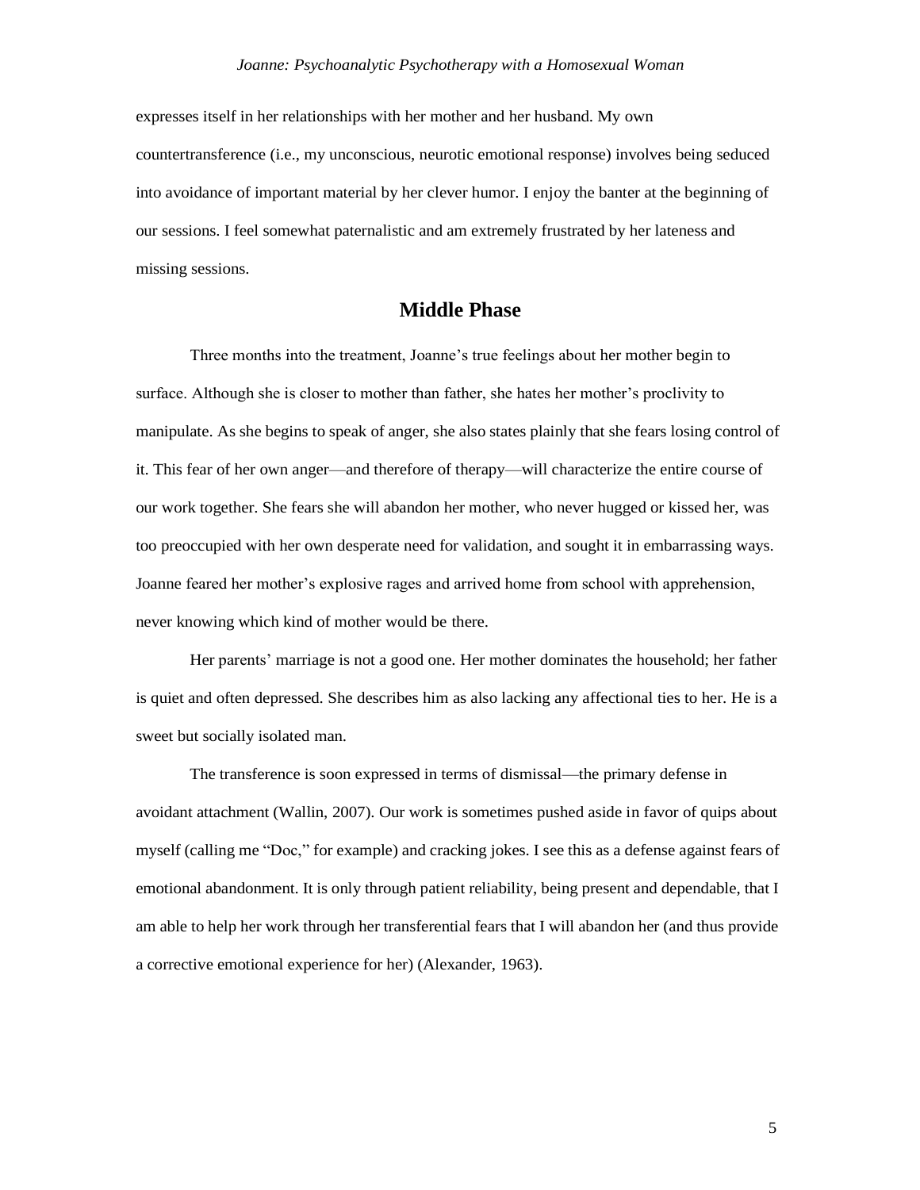expresses itself in her relationships with her mother and her husband. My own countertransference (i.e., my unconscious, neurotic emotional response) involves being seduced into avoidance of important material by her clever humor. I enjoy the banter at the beginning of our sessions. I feel somewhat paternalistic and am extremely frustrated by her lateness and missing sessions.

## Middle Phase

Three months into the treatment, Joanne's true feelings about her mother begin to surface. Although she is closer to mother than father, she hates her mother's proclivity to manipulate. As she begins to speak of anger, she also states plainly that she fears losing control of it. This fear of her own anger—and therefore of therapy—will characterize the entire course of our work together. She fears she will abandon her mother, who never hugged or kissed her, was too preoccupied with her own desperate need for validation, and sought it in embarrassing ways. Joanne feared her mother's explosive rages and arrived home from school with apprehension, never knowing which kind of mother would be there.

Her parents' marriage is not a good one. Her mother dominates the household; her father is quiet and often depressed. She describes him as also lacking any affectional ties to her. He is a sweet but socially isolated man.

The transference is soon expressed in terms of dismissal—the primary defense in avoidant attachment (Wallin, 2007). Our work is sometimes pushed aside in favor of quips about myself (calling me "Doc," for example) and cracking jokes. I see this as a defense against fears of emotional abandonment. It is only through patient reliability, being present and dependable, that I am able to help her work through her transferential fears that I will abandon her (and thus provide a corrective emotional experience for her) (Alexander, 1963).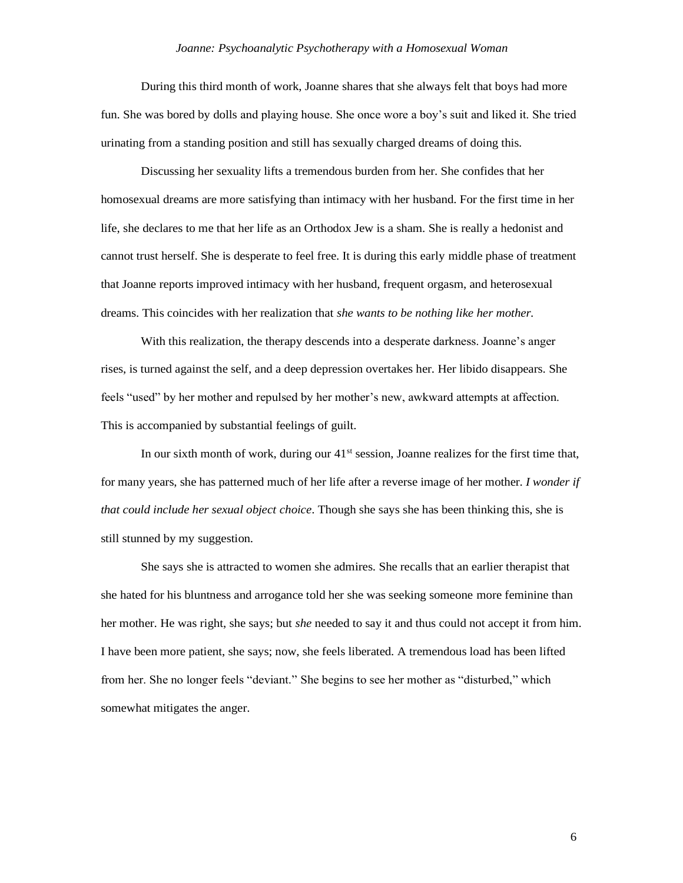During this third month of work, Joanne shares that she always felt that boys had more fun. She was bored by dolls and playing house. She once wore a boy's suit and liked it. She tried urinating from a standing position and still has sexually charged dreams of doing this.

Discussing her sexuality lifts a tremendous burden from her. She confides that her homosexual dreams are more satisfying than intimacy with her husband. For the first time in her life, she declares to me that her life as an Orthodox Jew is a sham. She is really a hedonist and cannot trust herself. She is desperate to feel free. It is during this early middle phase of treatment that Joanne reports improved intimacy with her husband, frequent orgasm, and heterosexual dreams. This coincides with her realization that *she wants to be nothing like her mother.*

With this realization, the therapy descends into a desperate darkness. Joanne's anger rises, is turned against the self, and a deep depression overtakes her. Her libido disappears. She feels "used" by her mother and repulsed by her mother's new, awkward attempts at affection. This is accompanied by substantial feelings of guilt.

In our sixth month of work, during our 41st session, Joanne realizes for the first time that, for many years, she has patterned much of her life after a reverse image of her mother. *I wonder if that could include her sexual object choice*. Though she says she has been thinking this, she is still stunned by my suggestion.

She says she is attracted to women she admires. She recalls that an earlier therapist that she hated for his bluntness and arrogance told her she was seeking someone more feminine than her mother. He was right, she says; but *she* needed to say it and thus could not accept it from him. I have been more patient, she says; now, she feels liberated. A tremendous load has been lifted from her. She no longer feels "deviant." She begins to see her mother as "disturbed," which somewhat mitigates the anger.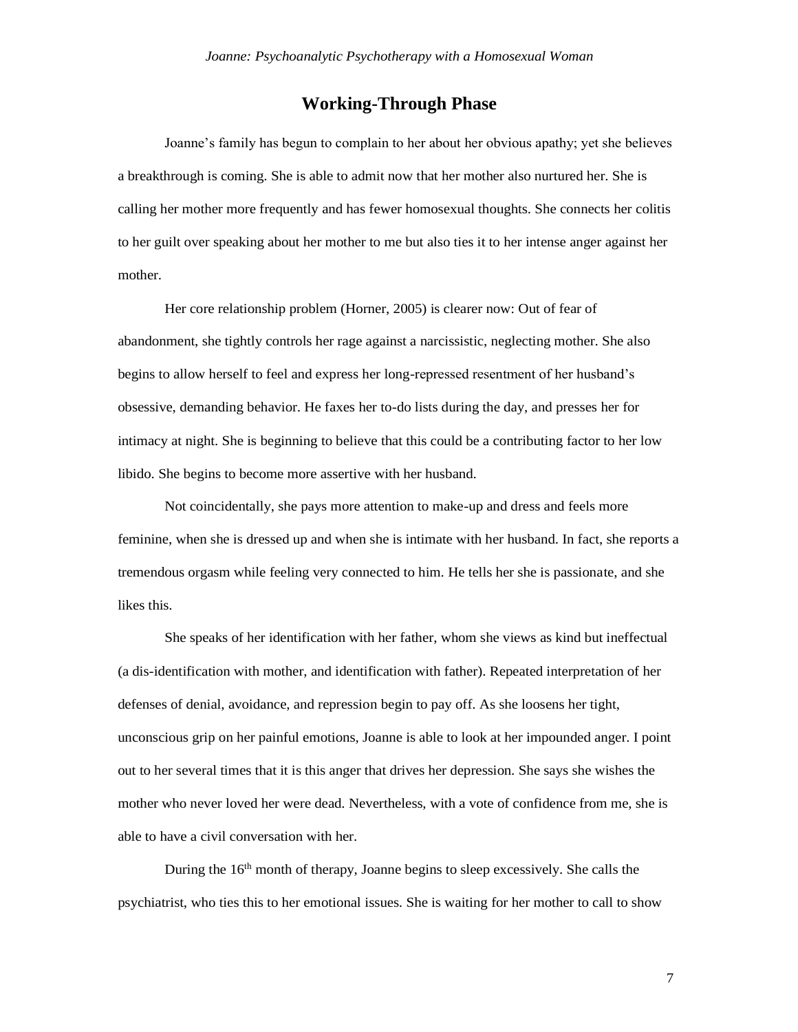## Working-Through Phase

Joanne's family has begun to complain to her about her obvious apathy; yet she believes a breakthrough is coming. She is able to admit now that her mother also nurtured her. She is calling her mother more frequently and has fewer homosexual thoughts. She connects her colitis to her guilt over speaking about her mother to me but also ties it to her intense anger against her mother.

Her core relationship problem (Horner, 2005) is clearer now: Out of fear of abandonment, she tightly controls her rage against a narcissistic, neglecting mother. She also begins to allow herself to feel and express her long-repressed resentment of her husband's obsessive, demanding behavior. He faxes her to-do lists during the day, and presses her for intimacy at night. She is beginning to believe that this could be a contributing factor to her low libido. She begins to become more assertive with her husband.

Not coincidentally, she pays more attention to make-up and dress and feels more feminine, when she is dressed up and when she is intimate with her husband. In fact, she reports a tremendous orgasm while feeling very connected to him. He tells her she is passionate, and she likes this.

She speaks of her identification with her father, whom she views as kind but ineffectual (a dis-identification with mother, and identification with father). Repeated interpretation of her defenses of denial, avoidance, and repression begin to pay off. As she loosens her tight, unconscious grip on her painful emotions, Joanne is able to look at her impounded anger. I point out to her several times that it is this anger that drives her depression. She says she wishes the mother who never loved her were dead. Nevertheless, with a vote of confidence from me, she is able to have a civil conversation with her.

During the 16th month of therapy, Joanne begins to sleep excessively. She calls the psychiatrist, who ties this to her emotional issues. She is waiting for her mother to call to show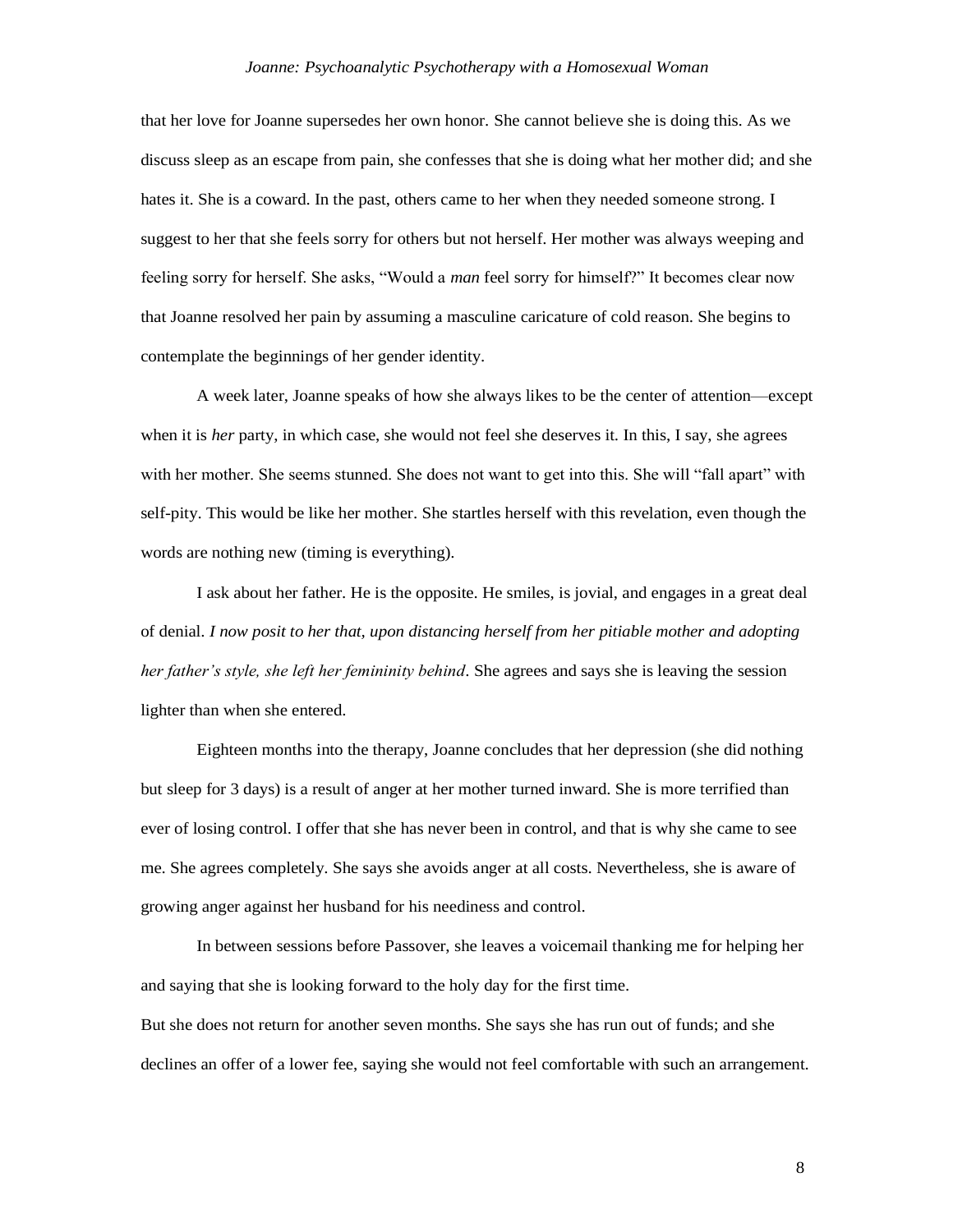that her love for Joanne supersedes her own honor. She cannot believe she is doing this. As we discuss sleep as an escape from pain, she confesses that she is doing what her mother did; and she hates it. She is a coward. In the past, others came to her when they needed someone strong. I suggest to her that she feels sorry for others but not herself. Her mother was always weeping and feeling sorry for herself. She asks, "Would a *man* feel sorry for himself?" It becomes clear now that Joanne resolved her pain by assuming a masculine caricature of cold reason. She begins to contemplate the beginnings of her gender identity.

A week later, Joanne speaks of how she always likes to be the center of attention—except when it is *her* party, in which case, she would not feel she deserves it. In this, I say, she agrees with her mother. She seems stunned. She does not want to get into this. She will "fall apart" with self-pity. This would be like her mother. She startles herself with this revelation, even though the words are nothing new (timing is everything).

I ask about her father. He is the opposite. He smiles, is jovial, and engages in a great deal of denial. *I now posit to her that, upon distancing herself from her pitiable mother and adopting her father's style, she left her femininity behind*. She agrees and says she is leaving the session lighter than when she entered.

Eighteen months into the therapy, Joanne concludes that her depression (she did nothing but sleep for 3 days) is a result of anger at her mother turned inward. She is more terrified than ever of losing control. I offer that she has never been in control, and that is why she came to see me. She agrees completely. She says she avoids anger at all costs. Nevertheless, she is aware of growing anger against her husband for his neediness and control.

In between sessions before Passover, she leaves a voicemail thanking me for helping her and saying that she is looking forward to the holy day for the first time.

But she does not return for another seven months. She says she has run out of funds; and she declines an offer of a lower fee, saying she would not feel comfortable with such an arrangement.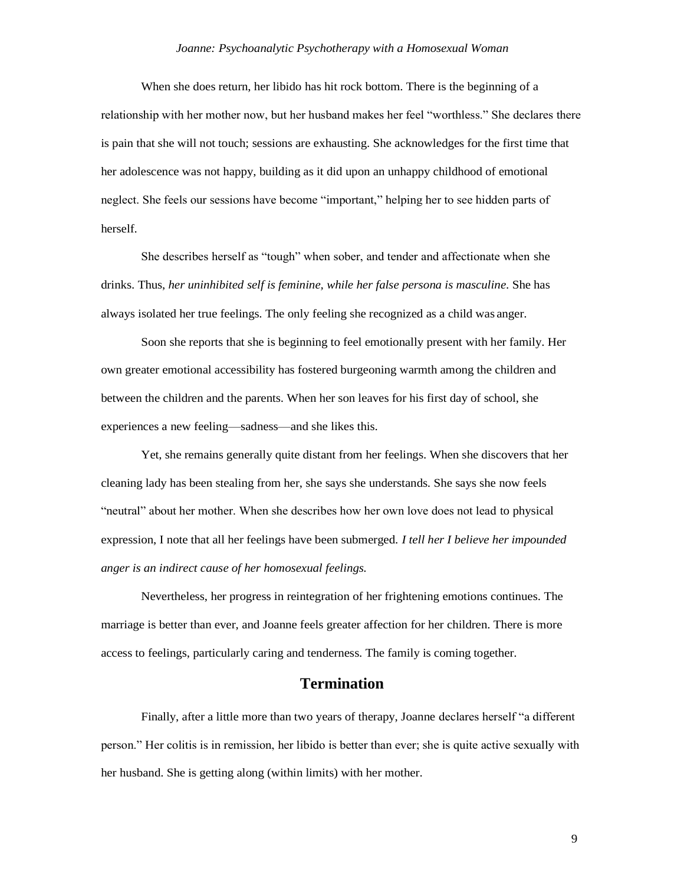When she does return, her libido has hit rock bottom. There is the beginning of a relationship with her mother now, but her husband makes her feel "worthless." She declares there is pain that she will not touch; sessions are exhausting. She acknowledges for the first time that her adolescence was not happy, building as it did upon an unhappy childhood of emotional neglect. She feels our sessions have become "important," helping her to see hidden parts of herself.

She describes herself as "tough" when sober, and tender and affectionate when she drinks. Thus, *her uninhibited self is feminine, while her false persona is masculine*. She has always isolated her true feelings. The only feeling she recognized as a child was anger.

Soon she reports that she is beginning to feel emotionally present with her family. Her own greater emotional accessibility has fostered burgeoning warmth among the children and between the children and the parents. When her son leaves for his first day of school, she experiences a new feeling—sadness—and she likes this.

Yet, she remains generally quite distant from her feelings. When she discovers that her cleaning lady has been stealing from her, she says she understands. She says she now feels "neutral" about her mother. When she describes how her own love does not lead to physical expression, I note that all her feelings have been submerged. *I tell her I believe her impounded anger is an indirect cause of her homosexual feelings.*

Nevertheless, her progress in reintegration of her frightening emotions continues. The marriage is better than ever, and Joanne feels greater affection for her children. There is more access to feelings, particularly caring and tenderness. The family is coming together.

## Termination

Finally, after a little more than two years of therapy, Joanne declares herself "a different person." Her colitis is in remission, her libido is better than ever; she is quite active sexually with her husband. She is getting along (within limits) with her mother.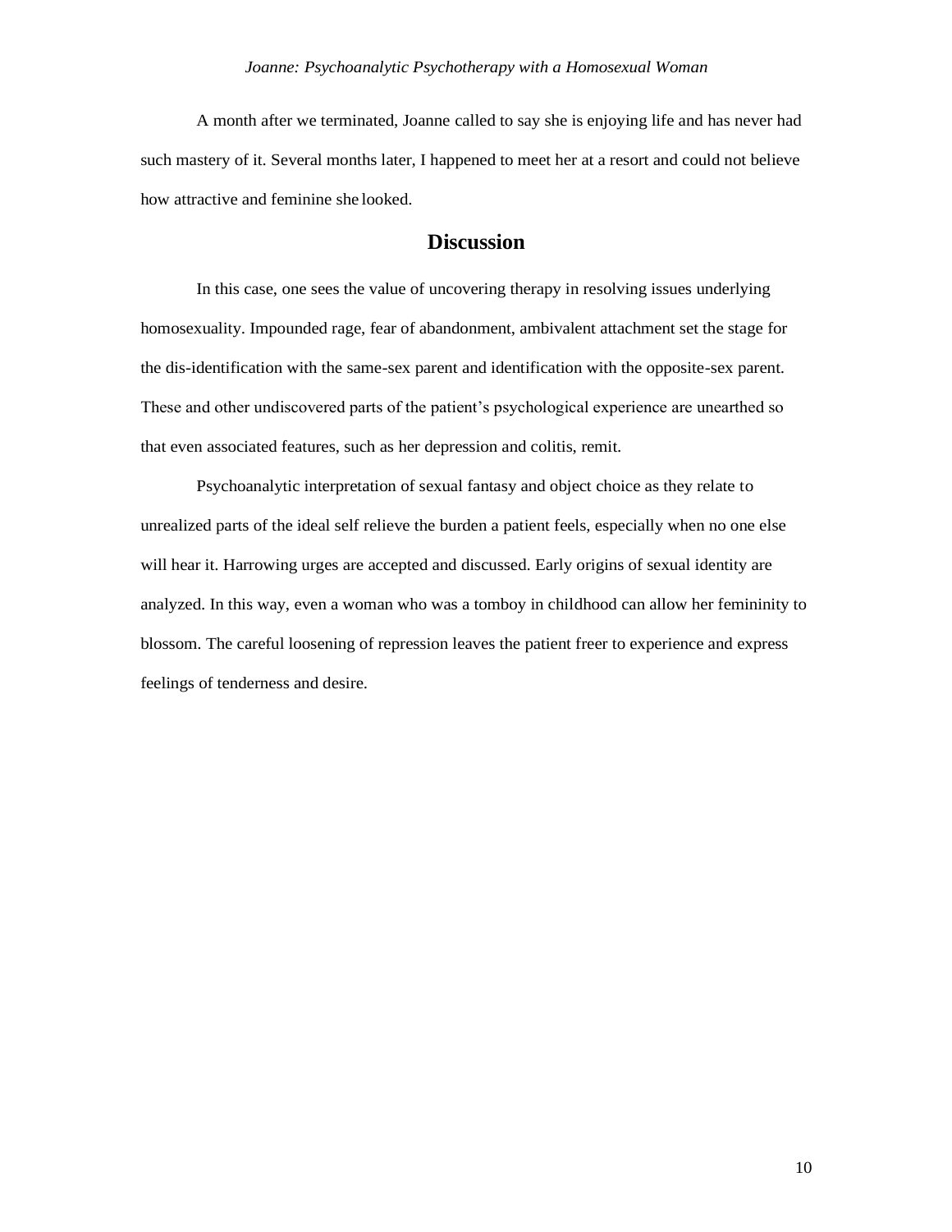A month after we terminated, Joanne called to say she is enjoying life and has never had such mastery of it. Several months later, I happened to meet her at a resort and could not believe how attractive and feminine she looked.

## Discussion

In this case, one sees the value of uncovering therapy in resolving issues underlying homosexuality. Impounded rage, fear of abandonment, ambivalent attachment set the stage for the dis-identification with the same-sex parent and identification with the opposite-sex parent. These and other undiscovered parts of the patient's psychological experience are unearthed so that even associated features, such as her depression and colitis, remit.

Psychoanalytic interpretation of sexual fantasy and object choice as they relate to unrealized parts of the ideal self relieve the burden a patient feels, especially when no one else will hear it. Harrowing urges are accepted and discussed. Early origins of sexual identity are analyzed. In this way, even a woman who was a tomboy in childhood can allow her femininity to blossom. The careful loosening of repression leaves the patient freer to experience and express feelings of tenderness and desire.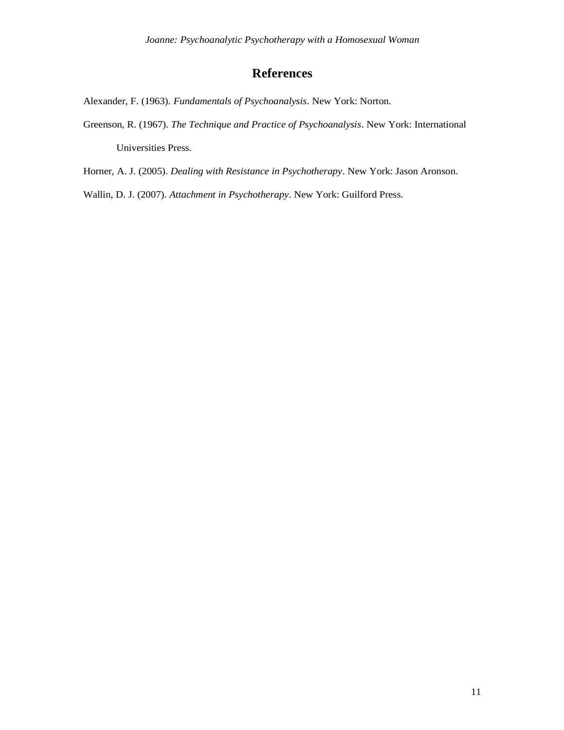# References

Alexander, F. (1963). *Fundamentals of Psychoanalysis*. New York: Norton.

Greenson, R. (1967). *The Technique and Practice of Psychoanalysis*. New York: International Universities Press.

Horner, A. J. (2005). *Dealing with Resistance in Psychotherapy*. New York: Jason Aronson.

Wallin, D. J. (2007). *Attachment in Psychotherapy*. New York: Guilford Press.